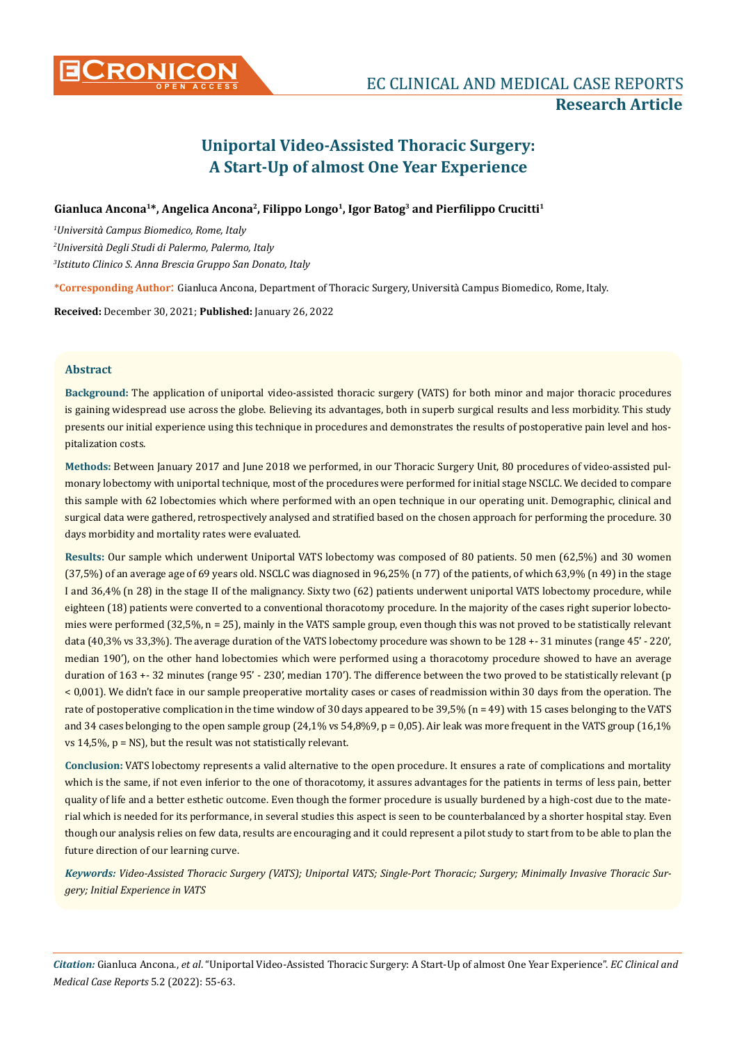# Uniportal Video-Assisted Thoracic Surgery: A Start-Up of almost One Year Experience

**Gianluca Ancona[1]\*, Angelica Ancona[2], Filippo Longo[1], Igor Batog[3] and Pierfilippo Crucitti[1]**

[1]*Università Campus Biomedico, Rome, Italy*

[2]*Università Degli Studi di Palermo, Palermo, Italy*

[3]*Istituto Clinico S. Anna Brescia Gruppo San Donato, Italy*

**\*Corresponding Author:** Gianluca Ancona, Department of Thoracic Surgery, Università Campus Biomedico, Rome, Italy.

**Received:** December 30, 2021; **Published:** January 26, 2022

## Abstract

**Background:** The application of uniportal video-assisted thoracic surgery (VATS) for both minor and major thoracic procedures is gaining widespread use across the globe. Believing its advantages, both in superb surgical results and less morbidity. This study presents our initial experience using this technique in procedures and demonstrates the results of postoperative pain level and hospitalization costs.

**Methods:** Between January 2017 and June 2018 we performed, in our Thoracic Surgery Unit, 80 procedures of video-assisted pulmonary lobectomy with uniportal technique, most of the procedures were performed for initial stage NSCLC. We decided to compare this sample with 62 lobectomies which where performed with an open technique in our operating unit. Demographic, clinical and surgical data were gathered, retrospectively analysed and stratified based on the chosen approach for performing the procedure. 30 days morbidity and mortality rates were evaluated.

**Results:** Our sample which underwent Uniportal VATS lobectomy was composed of 80 patients. 50 men (62,5%) and 30 women (37,5%) of an average age of 69 years old. NSCLC was diagnosed in 96,25% (n 77) of the patients, of which 63,9% (n 49) in the stage I and 36,4% (n 28) in the stage II of the malignancy. Sixty two (62) patients underwent uniportal VATS lobectomy procedure, while eighteen (18) patients were converted to a conventional thoracotomy procedure. In the majority of the cases right superior lobectomies were performed (32,5%, n = 25), mainly in the VATS sample group, even though this was not proved to be statistically relevant data (40,3% vs 33,3%). The average duration of the VATS lobectomy procedure was shown to be 128 +- 31 minutes (range 45' - 220', median 190'), on the other hand lobectomies which were performed using a thoracotomy procedure showed to have an average duration of 163 +- 32 minutes (range 95' - 230', median 170'). The difference between the two proved to be statistically relevant (p < 0,001). We didn't face in our sample preoperative mortality cases or cases of readmission within 30 days from the operation. The rate of postoperative complication in the time window of 30 days appeared to be 39,5% (n = 49) with 15 cases belonging to the VATS and 34 cases belonging to the open sample group (24,1% vs 54,8%9, p = 0,05). Air leak was more frequent in the VATS group (16,1% vs 14,5%, p = NS), but the result was not statistically relevant.

**Conclusion:** VATS lobectomy represents a valid alternative to the open procedure. It ensures a rate of complications and mortality which is the same, if not even inferior to the one of thoracotomy, it assures advantages for the patients in terms of less pain, better quality of life and a better esthetic outcome. Even though the former procedure is usually burdened by a high-cost due to the material which is needed for its performance, in several studies this aspect is seen to be counterbalanced by a shorter hospital stay. Even though our analysis relies on few data, results are encouraging and it could represent a pilot study to start from to be able to plan the future direction of our learning curve.

***Keywords:*** *Video-Assisted Thoracic Surgery (VATS); Uniportal VATS; Single-Port Thoracic; Surgery; Minimally Invasive Thoracic Surgery; Initial Experience in VATS*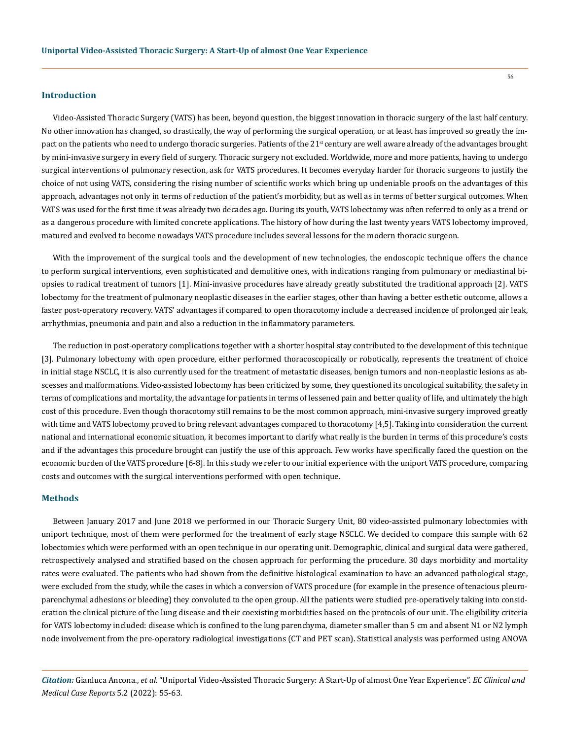## Introduction

Video-Assisted Thoracic Surgery (VATS) has been, beyond question, the biggest innovation in thoracic surgery of the last half century. No other innovation has changed, so drastically, the way of performing the surgical operation, or at least has improved so greatly the impact on the patients who need to undergo thoracic surgeries. Patients of the 21st century are well aware already of the advantages brought by mini-invasive surgery in every field of surgery. Thoracic surgery not excluded. Worldwide, more and more patients, having to undergo surgical interventions of pulmonary resection, ask for VATS procedures. It becomes everyday harder for thoracic surgeons to justify the choice of not using VATS, considering the rising number of scientific works which bring up undeniable proofs on the advantages of this approach, advantages not only in terms of reduction of the patient's morbidity, but as well as in terms of better surgical outcomes. When VATS was used for the first time it was already two decades ago. During its youth, VATS lobectomy was often referred to only as a trend or as a dangerous procedure with limited concrete applications. The history of how during the last twenty years VATS lobectomy improved, matured and evolved to become nowadays VATS procedure includes several lessons for the modern thoracic surgeon.

With the improvement of the surgical tools and the development of new technologies, the endoscopic technique offers the chance to perform surgical interventions, even sophisticated and demolitive ones, with indications ranging from pulmonary or mediastinal biopsies to radical treatment of tumors [1]. Mini-invasive procedures have already greatly substituted the traditional approach [2]. VATS lobectomy for the treatment of pulmonary neoplastic diseases in the earlier stages, other than having a better esthetic outcome, allows a faster post-operatory recovery. VATS' advantages if compared to open thoracotomy include a decreased incidence of prolonged air leak, arrhythmias, pneumonia and pain and also a reduction in the inflammatory parameters.

The reduction in post-operatory complications together with a shorter hospital stay contributed to the development of this technique [3]. Pulmonary lobectomy with open procedure, either performed thoracoscopically or robotically, represents the treatment of choice in initial stage NSCLC, it is also currently used for the treatment of metastatic diseases, benign tumors and non-neoplastic lesions as abscesses and malformations. Video-assisted lobectomy has been criticized by some, they questioned its oncological suitability, the safety in terms of complications and mortality, the advantage for patients in terms of lessened pain and better quality of life, and ultimately the high cost of this procedure. Even though thoracotomy still remains to be the most common approach, mini-invasive surgery improved greatly with time and VATS lobectomy proved to bring relevant advantages compared to thoracotomy [4,5]. Taking into consideration the current national and international economic situation, it becomes important to clarify what really is the burden in terms of this procedure's costs and if the advantages this procedure brought can justify the use of this approach. Few works have specifically faced the question on the economic burden of the VATS procedure [6-8]. In this study we refer to our initial experience with the uniport VATS procedure, comparing costs and outcomes with the surgical interventions performed with open technique.

## Methods

Between January 2017 and June 2018 we performed in our Thoracic Surgery Unit, 80 video-assisted pulmonary lobectomies with uniport technique, most of them were performed for the treatment of early stage NSCLC. We decided to compare this sample with 62 lobectomies which were performed with an open technique in our operating unit. Demographic, clinical and surgical data were gathered, retrospectively analysed and stratified based on the chosen approach for performing the procedure. 30 days morbidity and mortality rates were evaluated. The patients who had shown from the definitive histological examination to have an advanced pathological stage, were excluded from the study, while the cases in which a conversion of VATS procedure (for example in the presence of tenacious pleuro-parenchymal adhesions or bleeding) they convoluted to the open group. All the patients were studied pre-operatively taking into consideration the clinical picture of the lung disease and their coexisting morbidities based on the protocols of our unit. The eligibility criteria for VATS lobectomy included: disease which is confined to the lung parenchyma, diameter smaller than 5 cm and absent N1 or N2 lymph node involvement from the pre-operatory radiological investigations (CT and PET scan). Statistical analysis was performed using ANOVA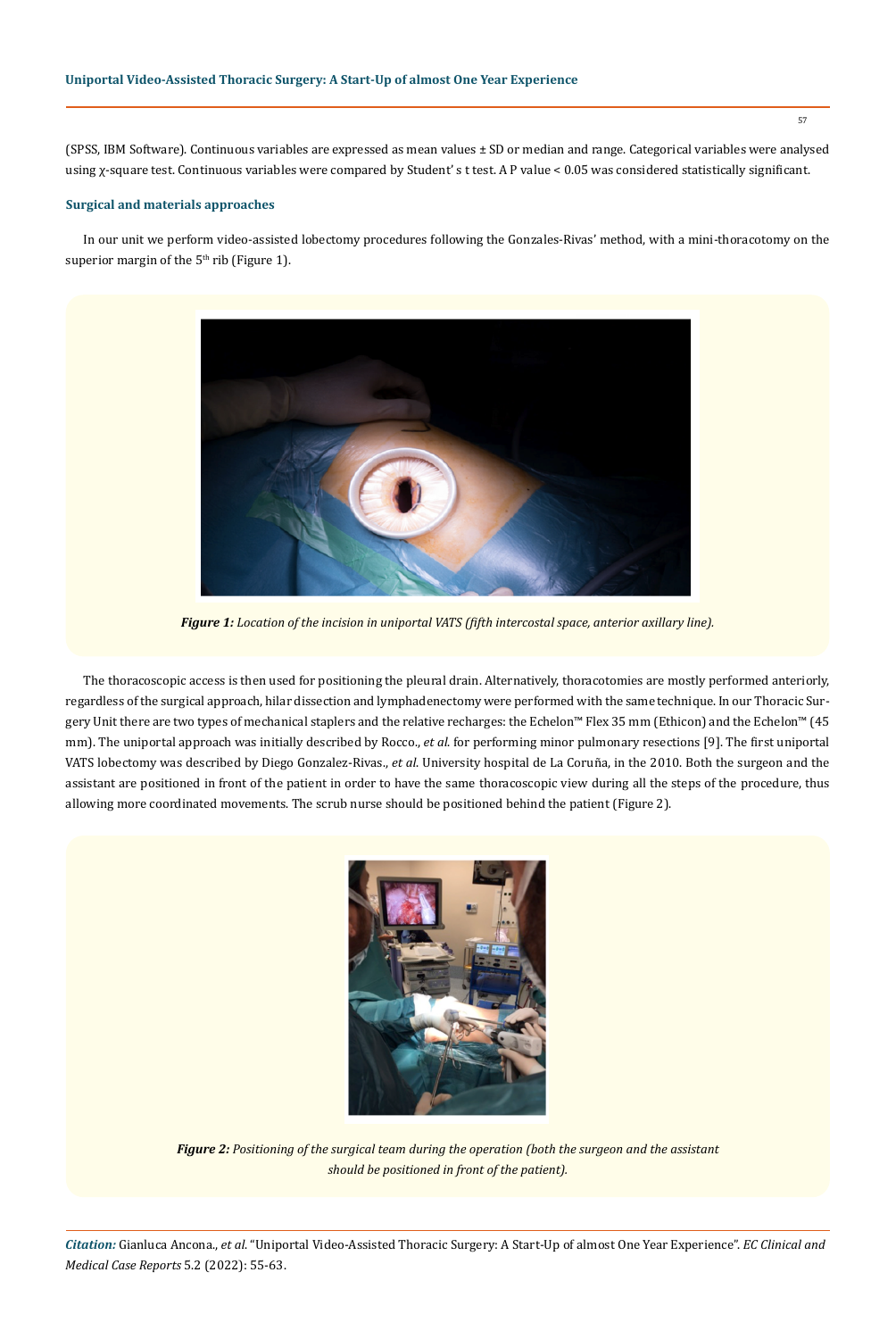(SPSS, IBM Software). Continuous variables are expressed as mean values ± SD or median and range. Categorical variables were analysed using χ-square test. Continuous variables were compared by Student' s t test. A P value < 0.05 was considered statistically significant.

### Surgical and materials approaches

In our unit we perform video-assisted lobectomy procedures following the Gonzales-Rivas' method, with a mini-thoracotomy on the superior margin of the 5th rib (Figure 1).

***Figure 1:*** *Location of the incision in uniportal VATS (fifth intercostal space, anterior axillary line).*

The thoracoscopic access is then used for positioning the pleural drain. Alternatively, thoracotomies are mostly performed anteriorly, regardless of the surgical approach, hilar dissection and lymphadenectomy were performed with the same technique. In our Thoracic Surgery Unit there are two types of mechanical staplers and the relative recharges: the Echelon™ Flex 35 mm (Ethicon) and the Echelon™ (45 mm). The uniportal approach was initially described by Rocco., *et al.* for performing minor pulmonary resections [9]. The first uniportal VATS lobectomy was described by Diego Gonzalez-Rivas., *et al.* University hospital de La Coruña, in the 2010. Both the surgeon and the assistant are positioned in front of the patient in order to have the same thoracoscopic view during all the steps of the procedure, thus allowing more coordinated movements. The scrub nurse should be positioned behind the patient (Figure 2).

***Figure 2:*** *Positioning of the surgical team during the operation (both the surgeon and the assistant should be positioned in front of the patient).*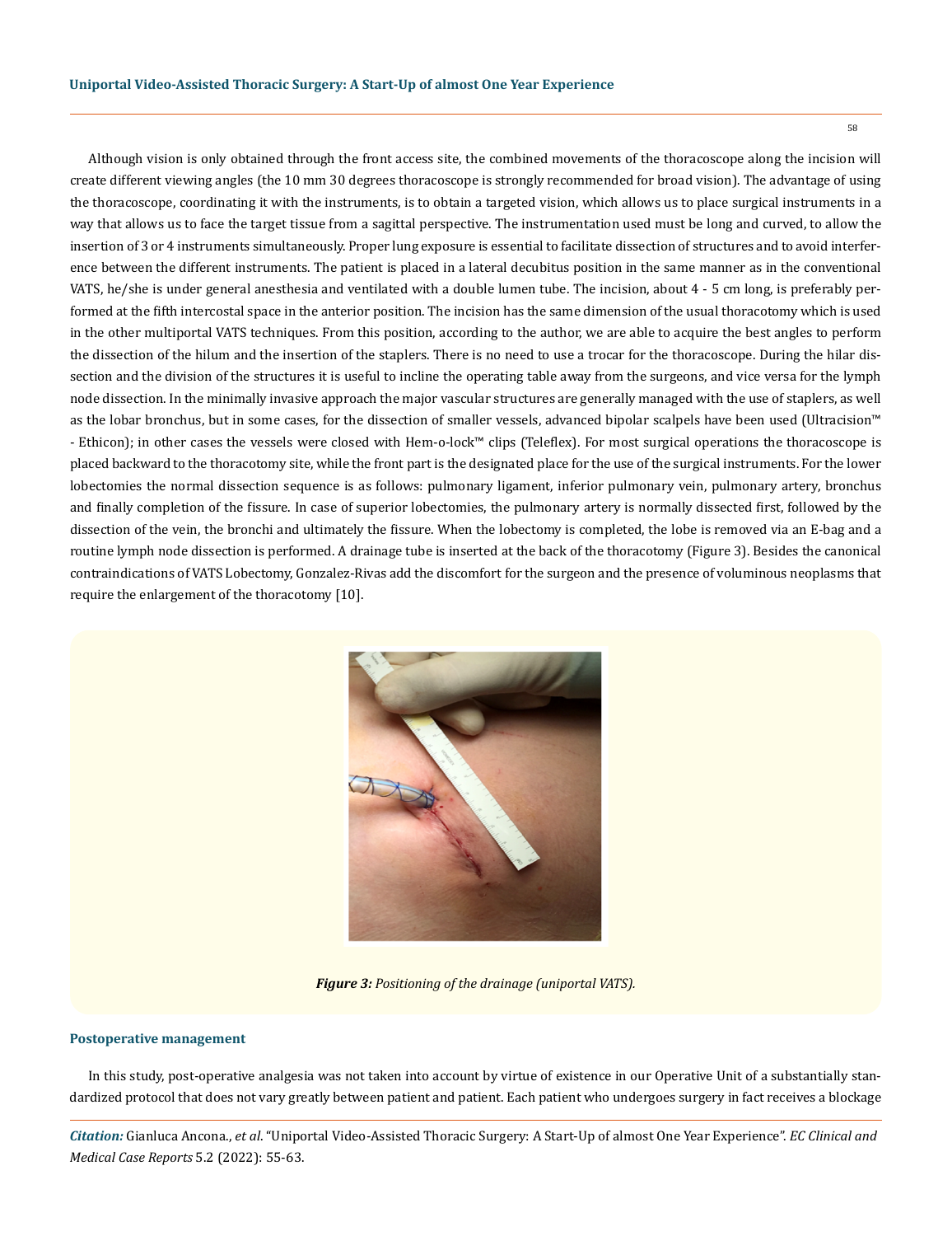Although vision is only obtained through the front access site, the combined movements of the thoracoscope along the incision will create different viewing angles (the 10 mm 30 degrees thoracoscope is strongly recommended for broad vision). The advantage of using the thoracoscope, coordinating it with the instruments, is to obtain a targeted vision, which allows us to place surgical instruments in a way that allows us to face the target tissue from a sagittal perspective. The instrumentation used must be long and curved, to allow the insertion of 3 or 4 instruments simultaneously. Proper lung exposure is essential to facilitate dissection of structures and to avoid interference between the different instruments. The patient is placed in a lateral decubitus position in the same manner as in the conventional VATS, he/she is under general anesthesia and ventilated with a double lumen tube. The incision, about 4 - 5 cm long, is preferably performed at the fifth intercostal space in the anterior position. The incision has the same dimension of the usual thoracotomy which is used in the other multiportal VATS techniques. From this position, according to the author, we are able to acquire the best angles to perform the dissection of the hilum and the insertion of the staplers. There is no need to use a trocar for the thoracoscope. During the hilar dissection and the division of the structures it is useful to incline the operating table away from the surgeons, and vice versa for the lymph node dissection. In the minimally invasive approach the major vascular structures are generally managed with the use of staplers, as well as the lobar bronchus, but in some cases, for the dissection of smaller vessels, advanced bipolar scalpels have been used (Ultracision™ - Ethicon); in other cases the vessels were closed with Hem-o-lock™ clips (Teleflex). For most surgical operations the thoracoscope is placed backward to the thoracotomy site, while the front part is the designated place for the use of the surgical instruments. For the lower lobectomies the normal dissection sequence is as follows: pulmonary ligament, inferior pulmonary vein, pulmonary artery, bronchus and finally completion of the fissure. In case of superior lobectomies, the pulmonary artery is normally dissected first, followed by the dissection of the vein, the bronchi and ultimately the fissure. When the lobectomy is completed, the lobe is removed via an E-bag and a routine lymph node dissection is performed. A drainage tube is inserted at the back of the thoracotomy (Figure 3). Besides the canonical contraindications of VATS Lobectomy, Gonzalez-Rivas add the discomfort for the surgeon and the presence of voluminous neoplasms that require the enlargement of the thoracotomy [10].

***Figure 3:*** *Positioning of the drainage (uniportal VATS).*

### Postoperative management

In this study, post-operative analgesia was not taken into account by virtue of existence in our Operative Unit of a substantially standardized protocol that does not vary greatly between patient and patient. Each patient who undergoes surgery in fact receives a blockage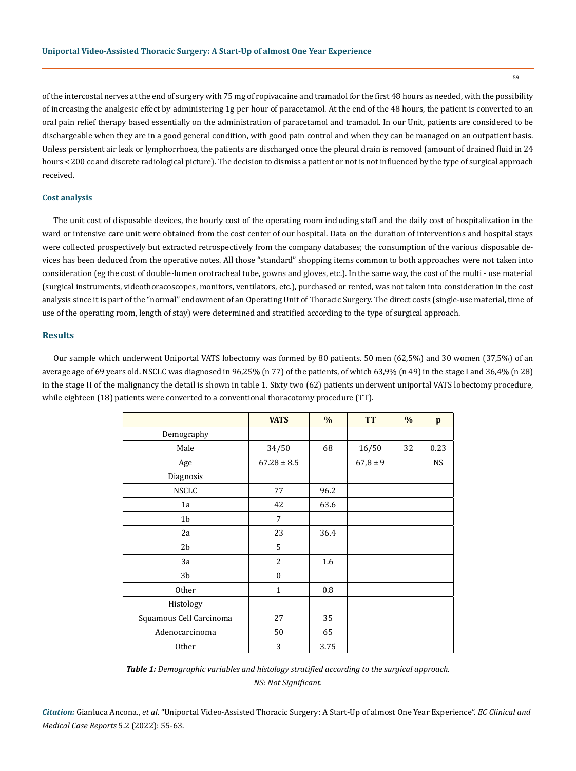of the intercostal nerves at the end of surgery with 75 mg of ropivacaine and tramadol for the first 48 hours as needed, with the possibility of increasing the analgesic effect by administering 1g per hour of paracetamol. At the end of the 48 hours, the patient is converted to an oral pain relief therapy based essentially on the administration of paracetamol and tramadol. In our Unit, patients are considered to be dischargeable when they are in a good general condition, with good pain control and when they can be managed on an outpatient basis. Unless persistent air leak or lymphorrhoea, the patients are discharged once the pleural drain is removed (amount of drained fluid in 24 hours < 200 cc and discrete radiological picture). The decision to dismiss a patient or not is not influenced by the type of surgical approach received.

### Cost analysis

The unit cost of disposable devices, the hourly cost of the operating room including staff and the daily cost of hospitalization in the ward or intensive care unit were obtained from the cost center of our hospital. Data on the duration of interventions and hospital stays were collected prospectively but extracted retrospectively from the company databases; the consumption of the various disposable devices has been deduced from the operative notes. All those "standard" shopping items common to both approaches were not taken into consideration (eg the cost of double-lumen orotracheal tube, gowns and gloves, etc.). In the same way, the cost of the multi - use material (surgical instruments, videothoracoscopes, monitors, ventilators, etc.), purchased or rented, was not taken into consideration in the cost analysis since it is part of the "normal" endowment of an Operating Unit of Thoracic Surgery. The direct costs (single-use material, time of use of the operating room, length of stay) were determined and stratified according to the type of surgical approach.

## Results

Our sample which underwent Uniportal VATS lobectomy was formed by 80 patients. 50 men (62,5%) and 30 women (37,5%) of an average age of 69 years old. NSCLC was diagnosed in 96,25% (n 77) of the patients, of which 63,9% (n 49) in the stage I and 36,4% (n 28) in the stage II of the malignancy the detail is shown in table 1. Sixty two (62) patients underwent uniportal VATS lobectomy procedure, while eighteen (18) patients were converted to a conventional thoracotomy procedure (TT).

| | VATS | % | TT | % | p |
|---|---|---|---|---|---|
| Demography | | | | | |
| Male | 34/50 | 68 | 16/50 | 32 | 0.23 |
| Age | 67.28 ± 8.5 | | 67,8 ± 9 | | NS |
| Diagnosis | | | | | |
| NSCLC | 77 | 96.2 | | | |
| 1a | 42 | 63.6 | | | |
| 1b | 7 | | | | |
| 2a | 23 | 36.4 | | | |
| 2b | 5 | | | | |
| 3a | 2 | 1.6 | | | |
| 3b | 0 | | | | |
| Other | 1 | 0.8 | | | |
| Histology | | | | | |
| Squamous Cell Carcinoma | 27 | 35 | | | |
| Adenocarcinoma | 50 | 65 | | | |
| Other | 3 | 3.75 | | | |

***Table 1:*** *Demographic variables and histology stratified according to the surgical approach. NS: Not Significant.*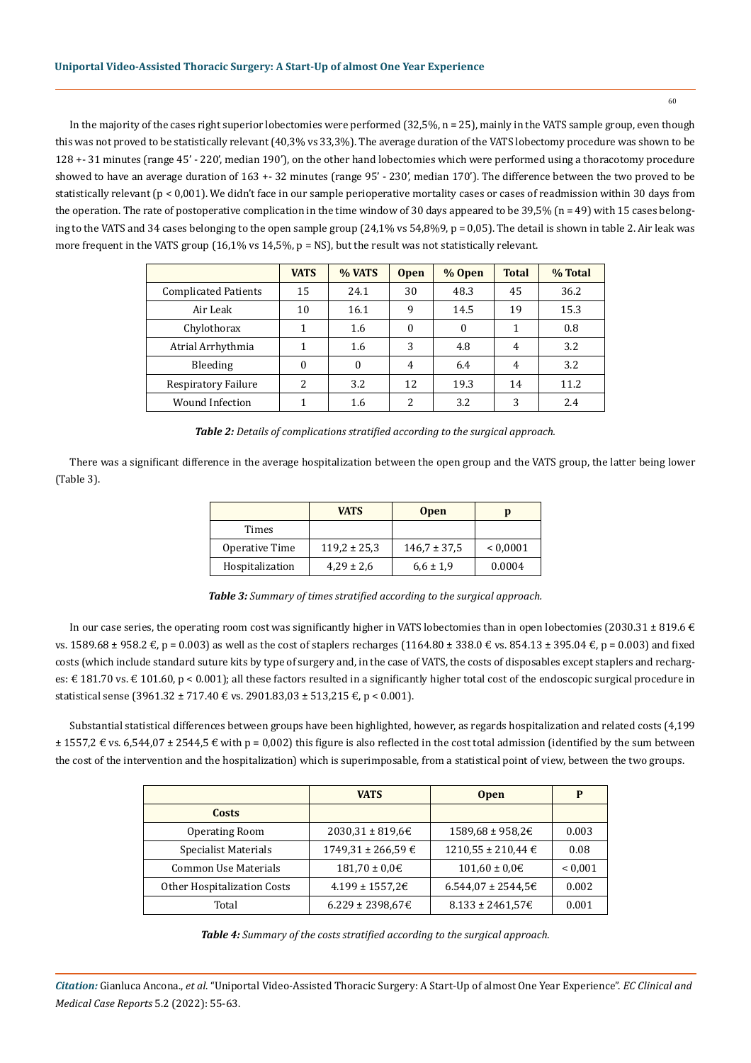In the majority of the cases right superior lobectomies were performed (32,5%, n = 25), mainly in the VATS sample group, even though this was not proved to be statistically relevant (40,3% vs 33,3%). The average duration of the VATS lobectomy procedure was shown to be 128 +- 31 minutes (range 45' - 220', median 190'), on the other hand lobectomies which were performed using a thoracotomy procedure showed to have an average duration of 163 +- 32 minutes (range 95' - 230', median 170'). The difference between the two proved to be statistically relevant (p < 0,001). We didn't face in our sample perioperative mortality cases or cases of readmission within 30 days from the operation. The rate of postoperative complication in the time window of 30 days appeared to be 39,5% (n = 49) with 15 cases belonging to the VATS and 34 cases belonging to the open sample group (24,1% vs 54,8%9, p = 0,05). The detail is shown in table 2. Air leak was more frequent in the VATS group (16,1% vs 14,5%, p = NS), but the result was not statistically relevant.

| | VATS | % VATS | Open | % Open | Total | % Total |
|---|---|---|---|---|---|---|
| Complicated Patients | 15 | 24.1 | 30 | 48.3 | 45 | 36.2 |
| Air Leak | 10 | 16.1 | 9 | 14.5 | 19 | 15.3 |
| Chylothorax | 1 | 1.6 | 0 | 0 | 1 | 0.8 |
| Atrial Arrhythmia | 1 | 1.6 | 3 | 4.8 | 4 | 3.2 |
| Bleeding | 0 | 0 | 4 | 6.4 | 4 | 3.2 |
| Respiratory Failure | 2 | 3.2 | 12 | 19.3 | 14 | 11.2 |
| Wound Infection | 1 | 1.6 | 2 | 3.2 | 3 | 2.4 |

***Table 2:*** *Details of complications stratified according to the surgical approach.*

There was a significant difference in the average hospitalization between the open group and the VATS group, the latter being lower (Table 3).

| | VATS | Open | p |
|---|---|---|---|
| Times | | | |
| Operative Time | 119,2 ± 25,3 | 146,7 ± 37,5 | < 0,0001 |
| Hospitalization | 4,29 ± 2,6 | 6,6 ± 1,9 | 0.0004 |

***Table 3:*** *Summary of times stratified according to the surgical approach.*

In our case series, the operating room cost was significantly higher in VATS lobectomies than in open lobectomies (2030.31 ± 819.6 € vs. 1589.68 ± 958.2 €, p = 0.003) as well as the cost of staplers recharges (1164.80 ± 338.0 € vs. 854.13 ± 395.04 €, p = 0.003) and fixed costs (which include standard suture kits by type of surgery and, in the case of VATS, the costs of disposables except staplers and recharges: € 181.70 vs. € 101.60, p < 0.001); all these factors resulted in a significantly higher total cost of the endoscopic surgical procedure in statistical sense (3961.32 ± 717.40 € vs. 2901.83,03 ± 513,215 €, p < 0.001).

Substantial statistical differences between groups have been highlighted, however, as regards hospitalization and related costs (4,199 ± 1557,2 € vs. 6,544,07 ± 2544,5 € with p = 0,002) this figure is also reflected in the cost total admission (identified by the sum between the cost of the intervention and the hospitalization) which is superimposable, from a statistical point of view, between the two groups.

| | VATS | Open | P |
|---|---|---|---|
| **Costs** | | | |
| Operating Room | 2030,31 ± 819,6€ | 1589,68 ± 958,2€ | 0.003 |
| Specialist Materials | 1749,31 ± 266,59 € | 1210,55 ± 210,44 € | 0.08 |
| Common Use Materials | 181,70 ± 0,0€ | 101,60 ± 0,0€ | < 0,001 |
| Other Hospitalization Costs | 4.199 ± 1557,2€ | 6.544,07 ± 2544,5€ | 0.002 |
| Total | 6.229 ± 2398,67€ | 8.133 ± 2461,57€ | 0.001 |

***Table 4:*** *Summary of the costs stratified according to the surgical approach.*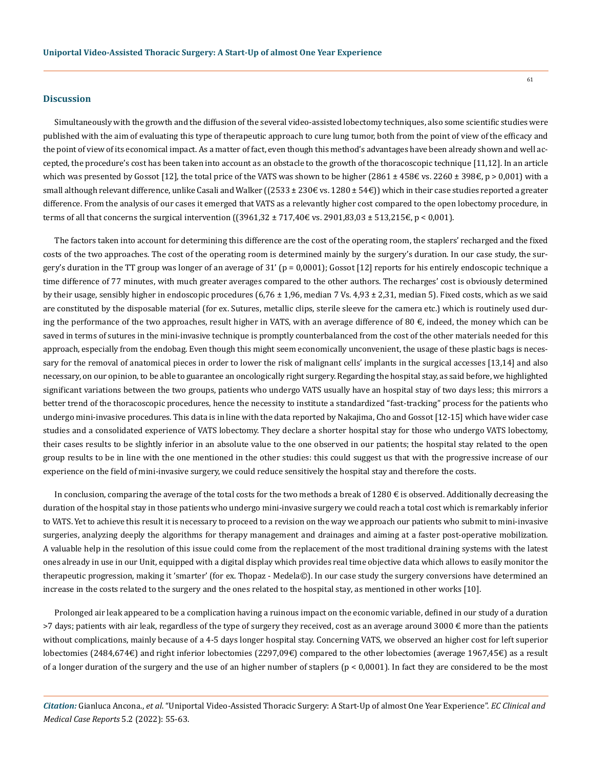## Discussion

Simultaneously with the growth and the diffusion of the several video-assisted lobectomy techniques, also some scientific studies were published with the aim of evaluating this type of therapeutic approach to cure lung tumor, both from the point of view of the efficacy and the point of view of its economical impact. As a matter of fact, even though this method's advantages have been already shown and well accepted, the procedure's cost has been taken into account as an obstacle to the growth of the thoracoscopic technique [11,12]. In an article which was presented by Gossot [12], the total price of the VATS was shown to be higher (2861 ± 458€ vs. 2260 ± 398€, $p > 0,001$) with a small although relevant difference, unlike Casali and Walker ((2533 ± 230€ vs. 1280 ± 54€)) which in their case studies reported a greater difference. From the analysis of our cases it emerged that VATS as a relevantly higher cost compared to the open lobectomy procedure, in terms of all that concerns the surgical intervention ((3961,32 ± 717,40€ vs. 2901,83,03 ± 513,215€, $p < 0,001$).

The factors taken into account for determining this difference are the cost of the operating room, the staplers' recharged and the fixed costs of the two approaches. The cost of the operating room is determined mainly by the surgery's duration. In our case study, the surgery's duration in the TT group was longer of an average of 31' ($p = 0,0001$); Gossot [12] reports for his entirely endoscopic technique a time difference of 77 minutes, with much greater averages compared to the other authors. The recharges' cost is obviously determined by their usage, sensibly higher in endoscopic procedures (6,76 ± 1,96, median 7 Vs. 4,93 ± 2,31, median 5). Fixed costs, which as we said are constituted by the disposable material (for ex. Sutures, metallic clips, sterile sleeve for the camera etc.) which is routinely used during the performance of the two approaches, result higher in VATS, with an average difference of 80 €, indeed, the money which can be saved in terms of sutures in the mini-invasive technique is promptly counterbalanced from the cost of the other materials needed for this approach, especially from the endobag. Even though this might seem economically unconvenient, the usage of these plastic bags is necessary for the removal of anatomical pieces in order to lower the risk of malignant cells' implants in the surgical accesses [13,14] and also necessary, on our opinion, to be able to guarantee an oncologically right surgery. Regarding the hospital stay, as said before, we highlighted significant variations between the two groups, patients who undergo VATS usually have an hospital stay of two days less; this mirrors a better trend of the thoracoscopic procedures, hence the necessity to institute a standardized "fast-tracking" process for the patients who undergo mini-invasive procedures. This data is in line with the data reported by Nakajima, Cho and Gossot [12-15] which have wider case studies and a consolidated experience of VATS lobectomy. They declare a shorter hospital stay for those who undergo VATS lobectomy, their cases results to be slightly inferior in an absolute value to the one observed in our patients; the hospital stay related to the open group results to be in line with the one mentioned in the other studies: this could suggest us that with the progressive increase of our experience on the field of mini-invasive surgery, we could reduce sensitively the hospital stay and therefore the costs.

In conclusion, comparing the average of the total costs for the two methods a break of 1280 € is observed. Additionally decreasing the duration of the hospital stay in those patients who undergo mini-invasive surgery we could reach a total cost which is remarkably inferior to VATS. Yet to achieve this result it is necessary to proceed to a revision on the way we approach our patients who submit to mini-invasive surgeries, analyzing deeply the algorithms for therapy management and drainages and aiming at a faster post-operative mobilization. A valuable help in the resolution of this issue could come from the replacement of the most traditional draining systems with the latest ones already in use in our Unit, equipped with a digital display which provides real time objective data which allows to easily monitor the therapeutic progression, making it 'smarter' (for ex. Thopaz - Medela©). In our case study the surgery conversions have determined an increase in the costs related to the surgery and the ones related to the hospital stay, as mentioned in other works [10].

Prolonged air leak appeared to be a complication having a ruinous impact on the economic variable, defined in our study of a duration >7 days; patients with air leak, regardless of the type of surgery they received, cost as an average around 3000 € more than the patients without complications, mainly because of a 4-5 days longer hospital stay. Concerning VATS, we observed an higher cost for left superior lobectomies (2484,674€) and right inferior lobectomies (2297,09€) compared to the other lobectomies (average 1967,45€) as a result of a longer duration of the surgery and the use of an higher number of staplers ($p < 0,0001$). In fact they are considered to be the most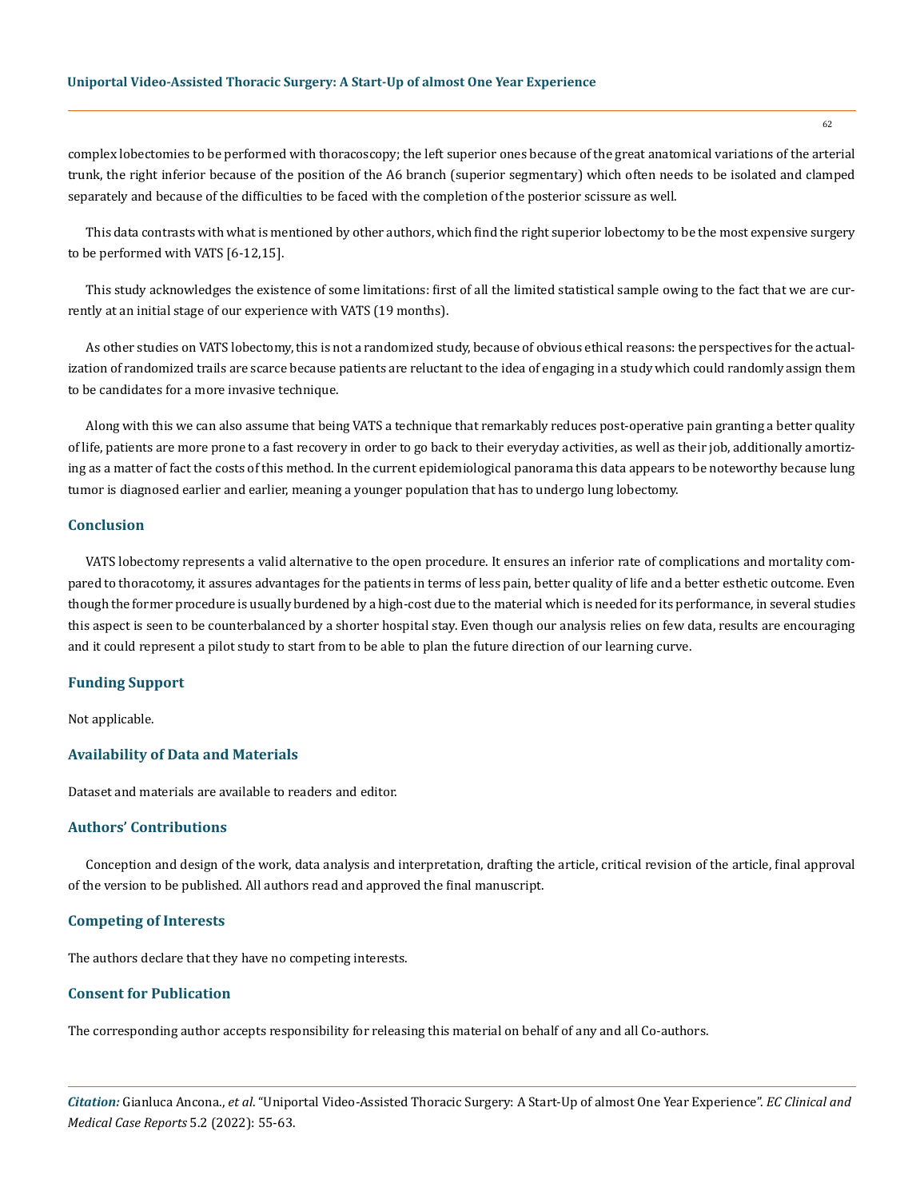complex lobectomies to be performed with thoracoscopy; the left superior ones because of the great anatomical variations of the arterial trunk, the right inferior because of the position of the A6 branch (superior segmentary) which often needs to be isolated and clamped separately and because of the difficulties to be faced with the completion of the posterior scissure as well.

This data contrasts with what is mentioned by other authors, which find the right superior lobectomy to be the most expensive surgery to be performed with VATS [6-12,15].

This study acknowledges the existence of some limitations: first of all the limited statistical sample owing to the fact that we are currently at an initial stage of our experience with VATS (19 months).

As other studies on VATS lobectomy, this is not a randomized study, because of obvious ethical reasons: the perspectives for the actualization of randomized trails are scarce because patients are reluctant to the idea of engaging in a study which could randomly assign them to be candidates for a more invasive technique.

Along with this we can also assume that being VATS a technique that remarkably reduces post-operative pain granting a better quality of life, patients are more prone to a fast recovery in order to go back to their everyday activities, as well as their job, additionally amortizing as a matter of fact the costs of this method. In the current epidemiological panorama this data appears to be noteworthy because lung tumor is diagnosed earlier and earlier, meaning a younger population that has to undergo lung lobectomy.

## Conclusion

VATS lobectomy represents a valid alternative to the open procedure. It ensures an inferior rate of complications and mortality compared to thoracotomy, it assures advantages for the patients in terms of less pain, better quality of life and a better esthetic outcome. Even though the former procedure is usually burdened by a high-cost due to the material which is needed for its performance, in several studies this aspect is seen to be counterbalanced by a shorter hospital stay. Even though our analysis relies on few data, results are encouraging and it could represent a pilot study to start from to be able to plan the future direction of our learning curve.

## Funding Support

Not applicable.

## Availability of Data and Materials

Dataset and materials are available to readers and editor.

## Authors' Contributions

Conception and design of the work, data analysis and interpretation, drafting the article, critical revision of the article, final approval of the version to be published. All authors read and approved the final manuscript.

## Competing of Interests

The authors declare that they have no competing interests.

## Consent for Publication

The corresponding author accepts responsibility for releasing this material on behalf of any and all Co-authors.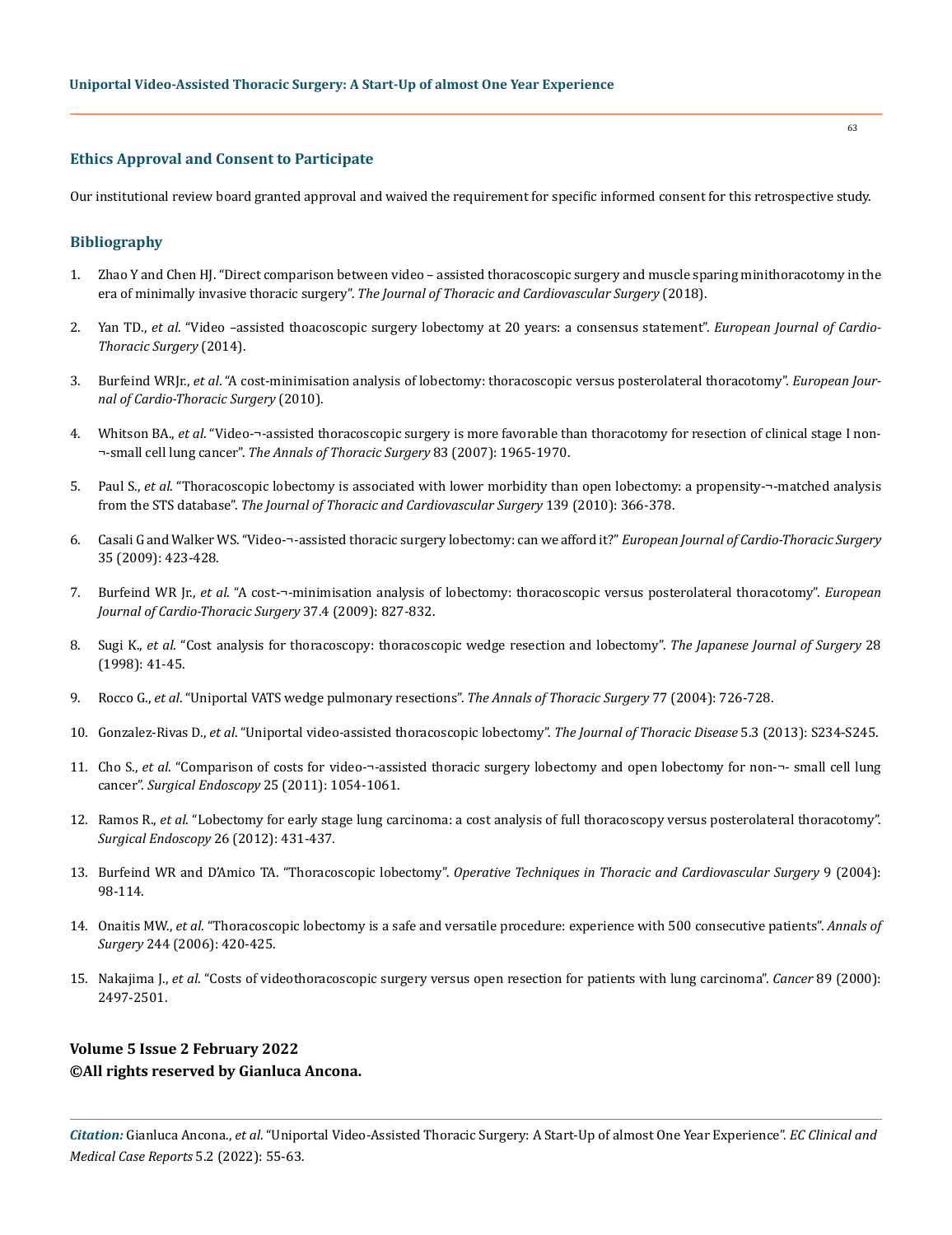## Ethics Approval and Consent to Participate

Our institutional review board granted approval and waived the requirement for specific informed consent for this retrospective study.

## Bibliography

1. Zhao Y and Chen HJ. "Direct comparison between video – assisted thoracoscopic surgery and muscle sparing minithoracotomy in the era of minimally invasive thoracic surgery". *The Journal of Thoracic and Cardiovascular Surgery* (2018).
2. Yan TD., *et al*. "Video –assisted thoacoscopic surgery lobectomy at 20 years: a consensus statement". *European Journal of Cardio-Thoracic Surgery* (2014).
3. Burfeind WRJr., *et al*. "A cost-minimisation analysis of lobectomy: thoracoscopic versus posterolateral thoracotomy". *European Journal of Cardio-Thoracic Surgery* (2010).
4. Whitson BA., *et al*. "Video-¬-assisted thoracoscopic surgery is more favorable than thoracotomy for resection of clinical stage I non-¬-small cell lung cancer". *The Annals of Thoracic Surgery* 83 (2007): 1965-1970.
5. Paul S., *et al*. "Thoracoscopic lobectomy is associated with lower morbidity than open lobectomy: a propensity-¬-matched analysis from the STS database". *The Journal of Thoracic and Cardiovascular Surgery* 139 (2010): 366-378.
6. Casali G and Walker WS. "Video-¬-assisted thoracic surgery lobectomy: can we afford it?" *European Journal of Cardio-Thoracic Surgery* 35 (2009): 423-428.
7. Burfeind WR Jr., *et al*. "A cost-¬-minimisation analysis of lobectomy: thoracoscopic versus posterolateral thoracotomy". *European Journal of Cardio-Thoracic Surgery* 37.4 (2009): 827-832.
8. Sugi K., *et al*. "Cost analysis for thoracoscopy: thoracoscopic wedge resection and lobectomy". *The Japanese Journal of Surgery* 28 (1998): 41-45.
9. Rocco G., *et al*. "Uniportal VATS wedge pulmonary resections". *The Annals of Thoracic Surgery* 77 (2004): 726-728.
10. Gonzalez-Rivas D., *et al*. "Uniportal video-assisted thoracoscopic lobectomy". *The Journal of Thoracic Disease* 5.3 (2013): S234-S245.
11. Cho S., *et al*. "Comparison of costs for video-¬-assisted thoracic surgery lobectomy and open lobectomy for non-¬- small cell lung cancer". *Surgical Endoscopy* 25 (2011): 1054-1061.
12. Ramos R., *et al*. "Lobectomy for early stage lung carcinoma: a cost analysis of full thoracoscopy versus posterolateral thoracotomy". *Surgical Endoscopy* 26 (2012): 431-437.
13. Burfeind WR and D'Amico TA. "Thoracoscopic lobectomy". *Operative Techniques in Thoracic and Cardiovascular Surgery* 9 (2004): 98-114.
14. Onaitis MW., *et al*. "Thoracoscopic lobectomy is a safe and versatile procedure: experience with 500 consecutive patients". *Annals of Surgery* 244 (2006): 420-425.
15. Nakajima J., *et al*. "Costs of videothoracoscopic surgery versus open resection for patients with lung carcinoma". *Cancer* 89 (2000): 2497-2501.

**Volume 5 Issue 2 February 2022**
**©All rights reserved by Gianluca Ancona.**